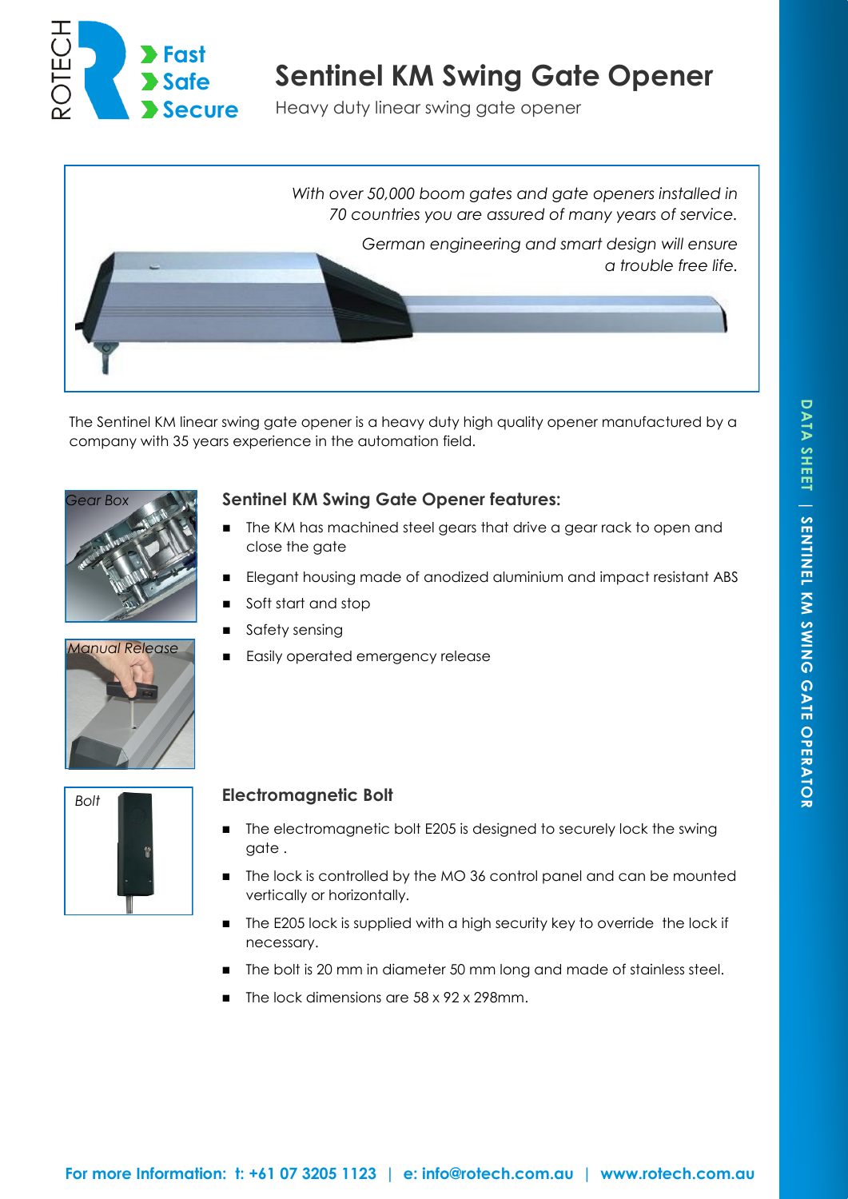ROTECH

Fast
Safe
Secure

# Sentinel KM Swing Gate Opener

Heavy duty linear swing gate opener

*With over 50,000 boom gates and gate openers installed in 70 countries you are assured of many years of service.*

*German engineering and smart design will ensure a trouble free life.*

The Sentinel KM linear swing gate opener is a heavy duty high quality opener manufactured by a company with 35 years experience in the automation field.

*Gear Box*

*Manual Release*

## Sentinel KM Swing Gate Opener features:

- The KM has machined steel gears that drive a gear rack to open and close the gate
- Elegant housing made of anodized aluminium and impact resistant ABS
- Soft start and stop
- Safety sensing
- Easily operated emergency release

*Bolt*

## Electromagnetic Bolt

- The electromagnetic bolt E205 is designed to securely lock the swing gate .
- The lock is controlled by the MO 36 control panel and can be mounted vertically or horizontally.
- The E205 lock is supplied with a high security key to override the lock if necessary.
- The bolt is 20 mm in diameter 50 mm long and made of stainless steel.
- The lock dimensions are 58 x 92 x 298mm.

**For more Information: t: +61 07 3205 1123 | e: info@rotech.com.au | www.rotech.com.au**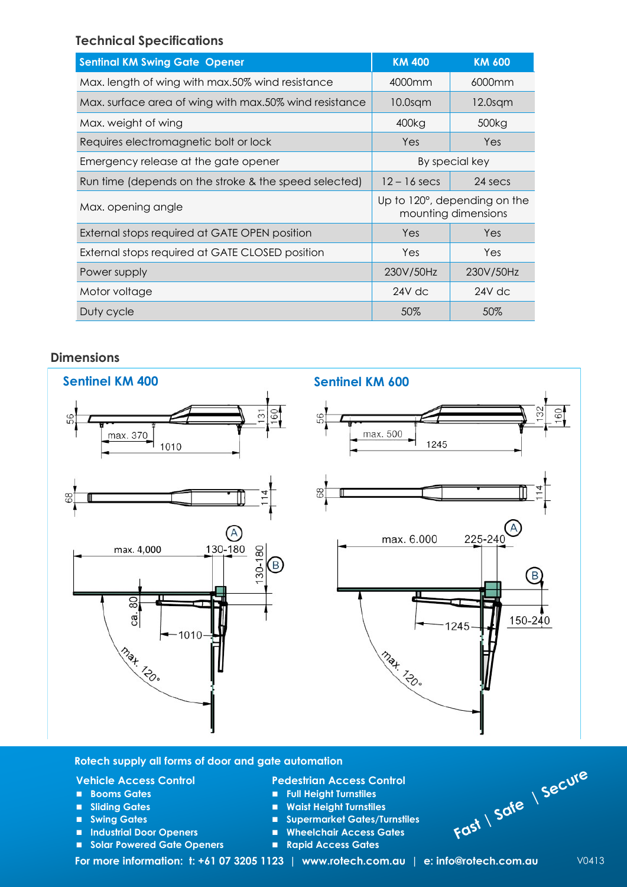## Technical Specifications

| Sentinal KM Swing Gate Opener | KM 400 | KM 600 |
|---|---|---|
| Max. length of wing with max.50% wind resistance | 4000mm | 6000mm |
| Max. surface area of wing with max.50% wind resistance | 10.0sqm | 12.0sqm |
| Max. weight of wing | 400kg | 500kg |
| Requires electromagnetic bolt or lock | Yes | Yes |
| Emergency release at the gate opener | By special key | |
| Run time (depends on the stroke & the speed selected) | 12 – 16 secs | 24 secs |
| Max. opening angle | Up to 120°, depending on the mounting dimensions | |
| External stops required at GATE OPEN position | Yes | Yes |
| External stops required at GATE CLOSED position | Yes | Yes |
| Power supply | 230V/50Hz | 230V/50Hz |
| Motor voltage | 24V dc | 24V dc |
| Duty cycle | 50% | 50% |

## Dimensions

### Sentinel KM 400

56
131
160
max. 370
1010
68
114
A
B
max. 4,000
130-180
130-180
ca. 80
1010
max. 120°

### Sentinel KM 600

56
132
160
max. 500
1245
68
114
A
B
max. 6.000
225-240
150-240
1245
max. 120°

**Rotech supply all forms of door and gate automation**

**Vehicle Access Control**

- Booms Gates
- Sliding Gates
- Swing Gates
- Industrial Door Openers
- Solar Powered Gate Openers

**Pedestrian Access Control**

- Full Height Turnstiles
- Waist Height Turnstiles
- Supermarket Gates/Turnstiles
- Wheelchair Access Gates
- Rapid Access Gates

Fast | Safe | Secure

**For more information: t: +61 07 3205 1123 | www.rotech.com.au | e: info@rotech.com.au**

V0413